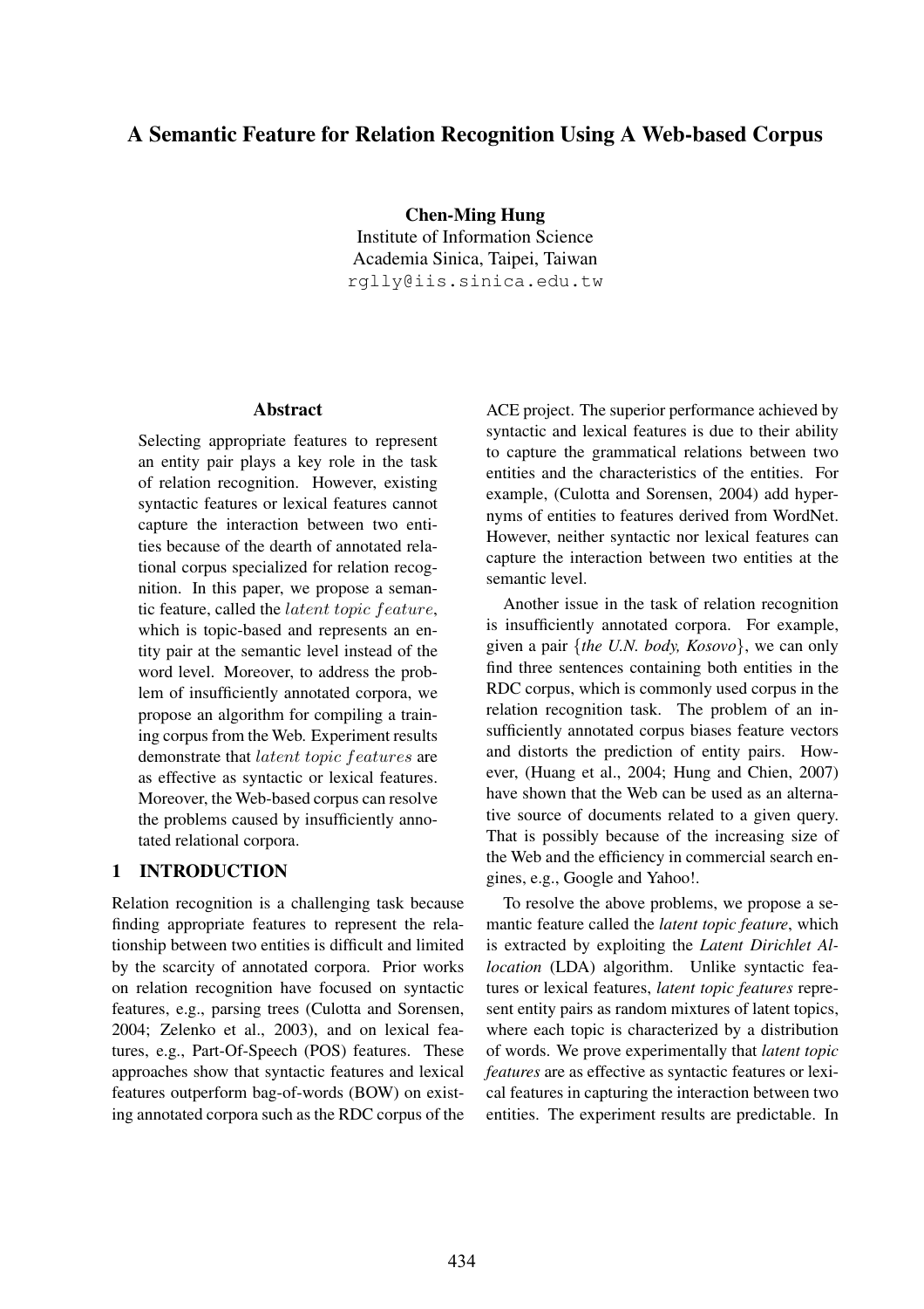# A Semantic Feature for Relation Recognition Using A Web-based Corpus

**Chen-Ming Hung**
Institute of Information Science
Academia Sinica, Taipei, Taiwan
rglly@iis.sinica.edu.tw

## Abstract

Selecting appropriate features to represent an entity pair plays a key role in the task of relation recognition. However, existing syntactic features or lexical features cannot capture the interaction between two entities because of the dearth of annotated relational corpus specialized for relation recognition. In this paper, we propose a semantic feature, called the $latent\ topic\ feature$, which is topic-based and represents an entity pair at the semantic level instead of the word level. Moreover, to address the problem of insufficiently annotated corpora, we propose an algorithm for compiling a training corpus from the Web. Experiment results demonstrate that $latent\ topic\ features$ are as effective as syntactic or lexical features. Moreover, the Web-based corpus can resolve the problems caused by insufficiently annotated relational corpora.

## 1 INTRODUCTION

Relation recognition is a challenging task because finding appropriate features to represent the relationship between two entities is difficult and limited by the scarcity of annotated corpora. Prior works on relation recognition have focused on syntactic features, e.g., parsing trees (Culotta and Sorensen, 2004; Zelenko et al., 2003), and on lexical features, e.g., Part-Of-Speech (POS) features. These approaches show that syntactic features and lexical features outperform bag-of-words (BOW) on existing annotated corpora such as the RDC corpus of the ACE project. The superior performance achieved by syntactic and lexical features is due to their ability to capture the grammatical relations between two entities and the characteristics of the entities. For example, (Culotta and Sorensen, 2004) add hypernyms of entities to features derived from WordNet. However, neither syntactic nor lexical features can capture the interaction between two entities at the semantic level.

Another issue in the task of relation recognition is insufficiently annotated corpora. For example, given a pair {*the U.N. body, Kosovo*}, we can only find three sentences containing both entities in the RDC corpus, which is commonly used corpus in the relation recognition task. The problem of an insufficiently annotated corpus biases feature vectors and distorts the prediction of entity pairs. However, (Huang et al., 2004; Hung and Chien, 2007) have shown that the Web can be used as an alternative source of documents related to a given query. That is possibly because of the increasing size of the Web and the efficiency in commercial search engines, e.g., Google and Yahoo!.

To resolve the above problems, we propose a semantic feature called the *latent topic feature*, which is extracted by exploiting the *Latent Dirichlet Allocation* (LDA) algorithm. Unlike syntactic features or lexical features, *latent topic features* represent entity pairs as random mixtures of latent topics, where each topic is characterized by a distribution of words. We prove experimentally that *latent topic features* are as effective as syntactic features or lexical features in capturing the interaction between two entities. The experiment results are predictable. In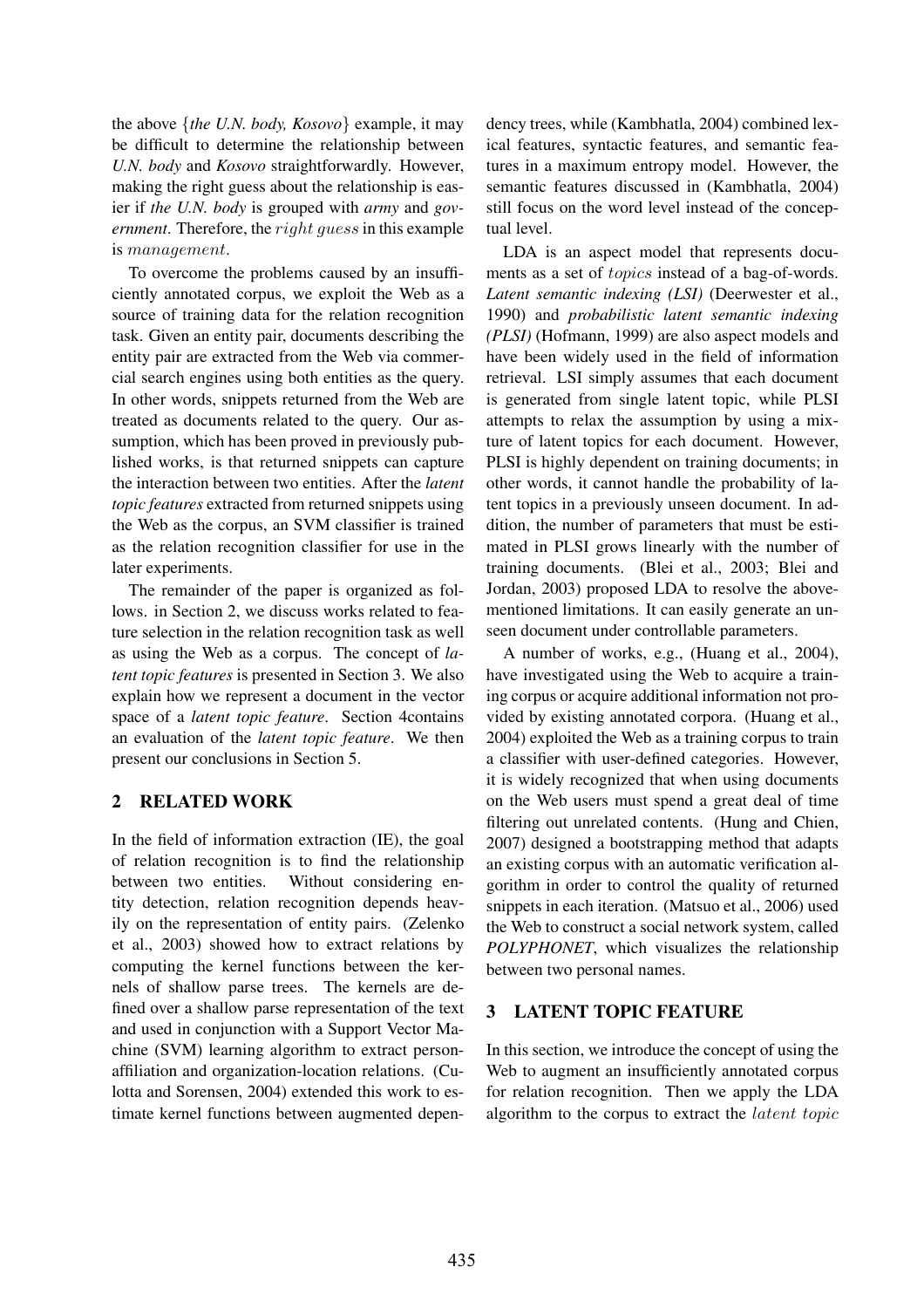the above {*the U.N. body, Kosovo*} example, it may be difficult to determine the relationship between *U.N. body* and *Kosovo* straightforwardly. However, making the right guess about the relationship is easier if *the U.N. body* is grouped with *army* and *government*. Therefore, the $right\ guess$ in this example is $management$.

To overcome the problems caused by an insufficiently annotated corpus, we exploit the Web as a source of training data for the relation recognition task. Given an entity pair, documents describing the entity pair are extracted from the Web via commercial search engines using both entities as the query. In other words, snippets returned from the Web are treated as documents related to the query. Our assumption, which has been proved in previously published works, is that returned snippets can capture the interaction between two entities. After the *latent topic features* extracted from returned snippets using the Web as the corpus, an SVM classifier is trained as the relation recognition classifier for use in the later experiments.

The remainder of the paper is organized as follows. in Section 2, we discuss works related to feature selection in the relation recognition task as well as using the Web as a corpus. The concept of *latent topic features* is presented in Section 3. We also explain how we represent a document in the vector space of a *latent topic feature*. Section 4contains an evaluation of the *latent topic feature*. We then present our conclusions in Section 5.

## 2 RELATED WORK

In the field of information extraction (IE), the goal of relation recognition is to find the relationship between two entities. Without considering entity detection, relation recognition depends heavily on the representation of entity pairs. (Zelenko et al., 2003) showed how to extract relations by computing the kernel functions between the kernels of shallow parse trees. The kernels are defined over a shallow parse representation of the text and used in conjunction with a Support Vector Machine (SVM) learning algorithm to extract person-affiliation and organization-location relations. (Culotta and Sorensen, 2004) extended this work to estimate kernel functions between augmented dependency trees, while (Kambhatla, 2004) combined lexical features, syntactic features, and semantic features in a maximum entropy model. However, the semantic features discussed in (Kambhatla, 2004) still focus on the word level instead of the conceptual level.

LDA is an aspect model that represents documents as a set of $topics$ instead of a bag-of-words. *Latent semantic indexing (LSI)* (Deerwester et al., 1990) and *probabilistic latent semantic indexing (PLSI)* (Hofmann, 1999) are also aspect models and have been widely used in the field of information retrieval. LSI simply assumes that each document is generated from single latent topic, while PLSI attempts to relax the assumption by using a mixture of latent topics for each document. However, PLSI is highly dependent on training documents; in other words, it cannot handle the probability of latent topics in a previously unseen document. In addition, the number of parameters that must be estimated in PLSI grows linearly with the number of training documents. (Blei et al., 2003; Blei and Jordan, 2003) proposed LDA to resolve the above-mentioned limitations. It can easily generate an unseen document under controllable parameters.

A number of works, e.g., (Huang et al., 2004), have investigated using the Web to acquire a training corpus or acquire additional information not provided by existing annotated corpora. (Huang et al., 2004) exploited the Web as a training corpus to train a classifier with user-defined categories. However, it is widely recognized that when using documents on the Web users must spend a great deal of time filtering out unrelated contents. (Hung and Chien, 2007) designed a bootstrapping method that adapts an existing corpus with an automatic verification algorithm in order to control the quality of returned snippets in each iteration. (Matsuo et al., 2006) used the Web to construct a social network system, called *POLYPHONET*, which visualizes the relationship between two personal names.

## 3 LATENT TOPIC FEATURE

In this section, we introduce the concept of using the Web to augment an insufficiently annotated corpus for relation recognition. Then we apply the LDA algorithm to the corpus to extract the $latent\ topic$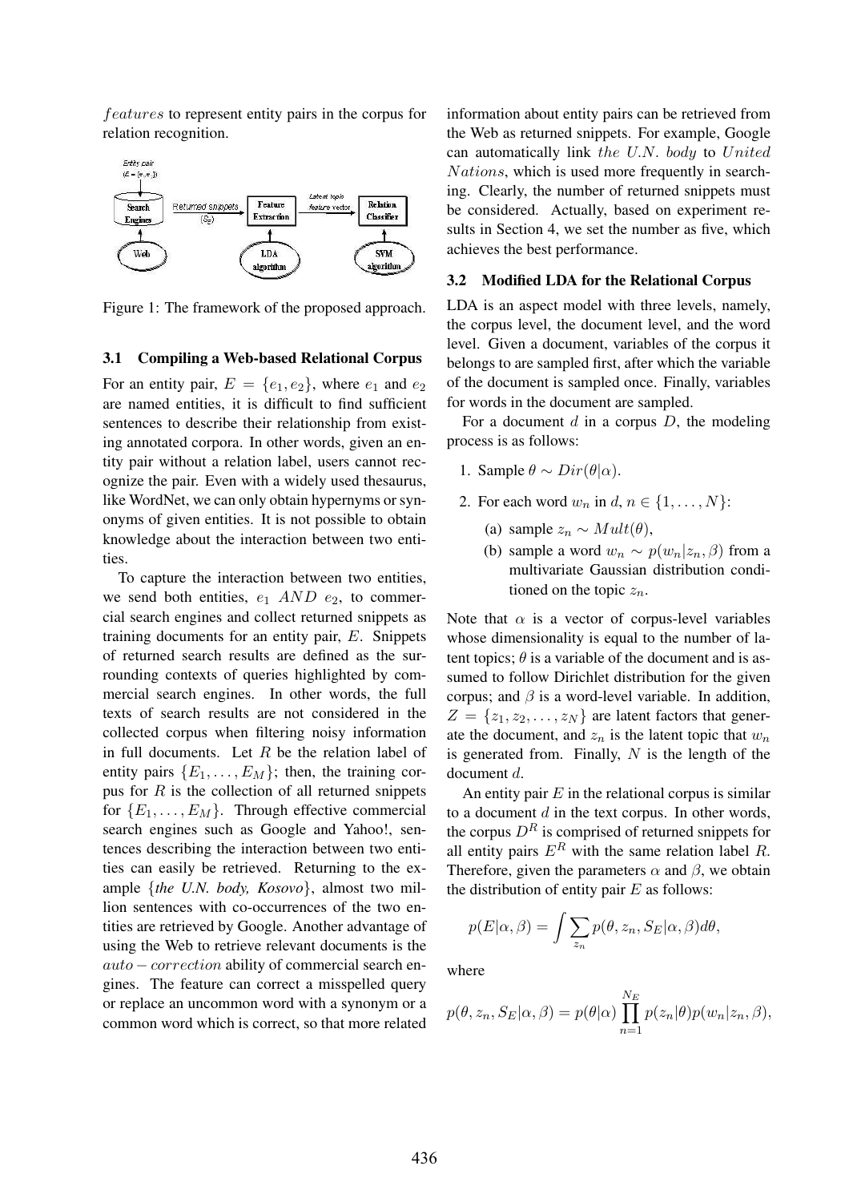*features* to represent entity pairs in the corpus for relation recognition.

Figure 1: The framework of the proposed approach.

### 3.1 Compiling a Web-based Relational Corpus

For an entity pair, $E = \{e_1, e_2\}$, where $e_1$ and $e_2$ are named entities, it is difficult to find sufficient sentences to describe their relationship from existing annotated corpora. In other words, given an entity pair without a relation label, users cannot recognize the pair. Even with a widely used thesaurus, like WordNet, we can only obtain hypernyms or synonyms of given entities. It is not possible to obtain knowledge about the interaction between two entities.

To capture the interaction between two entities, we send both entities, $e_1$ $AND$ $e_2$, to commercial search engines and collect returned snippets as training documents for an entity pair, $E$. Snippets of returned search results are defined as the surrounding contexts of queries highlighted by commercial search engines. In other words, the full texts of search results are not considered in the collected corpus when filtering noisy information in full documents. Let $R$ be the relation label of entity pairs $\{E_1, \ldots, E_M\}$; then, the training corpus for $R$ is the collection of all returned snippets for $\{E_1, \ldots, E_M\}$. Through effective commercial search engines such as Google and Yahoo!, sentences describing the interaction between two entities can easily be retrieved. Returning to the example {*the U.N. body, Kosovo*}, almost two million sentences with co-occurrences of the two entities are retrieved by Google. Another advantage of using the Web to retrieve relevant documents is the $auto-correction$ ability of commercial search engines. The feature can correct a misspelled query or replace an uncommon word with a synonym or a common word which is correct, so that more related information about entity pairs can be retrieved from the Web as returned snippets. For example, Google can automatically link $the\ U.N.\ body$ to $United\ Nations$, which is used more frequently in searching. Clearly, the number of returned snippets must be considered. Actually, based on experiment results in Section 4, we set the number as five, which achieves the best performance.

### 3.2 Modified LDA for the Relational Corpus

LDA is an aspect model with three levels, namely, the corpus level, the document level, and the word level. Given a document, variables of the corpus it belongs to are sampled first, after which the variable of the document is sampled once. Finally, variables for words in the document are sampled.

For a document $d$ in a corpus $D$, the modeling process is as follows:

1. Sample $\theta \sim Dir(\theta|\alpha)$.
2. For each word $w_n$ in $d$, $n \in \{1, \ldots, N\}$:
   (a) sample $z_n \sim Mult(\theta)$,
   (b) sample a word $w_n \sim p(w_n|z_n, \beta)$ from a multivariate Gaussian distribution conditioned on the topic $z_n$.

Note that $\alpha$ is a vector of corpus-level variables whose dimensionality is equal to the number of latent topics; $\theta$ is a variable of the document and is assumed to follow Dirichlet distribution for the given corpus; and $\beta$ is a word-level variable. In addition, $Z = \{z_1, z_2, \ldots, z_N\}$ are latent factors that generate the document, and $z_n$ is the latent topic that $w_n$ is generated from. Finally, $N$ is the length of the document $d$.

An entity pair $E$ in the relational corpus is similar to a document $d$ in the text corpus. In other words, the corpus $D^R$ is comprised of returned snippets for all entity pairs $E^R$ with the same relation label $R$. Therefore, given the parameters $\alpha$ and $\beta$, we obtain the distribution of entity pair $E$ as follows:

$$p(E|\alpha, \beta) = \int \sum_{z_n} p(\theta, z_n, S_E|\alpha, \beta) d\theta,$$

where

$$p(\theta, z_n, S_E|\alpha, \beta) = p(\theta|\alpha) \prod_{n=1}^{N_E} p(z_n|\theta) p(w_n|z_n, \beta),$$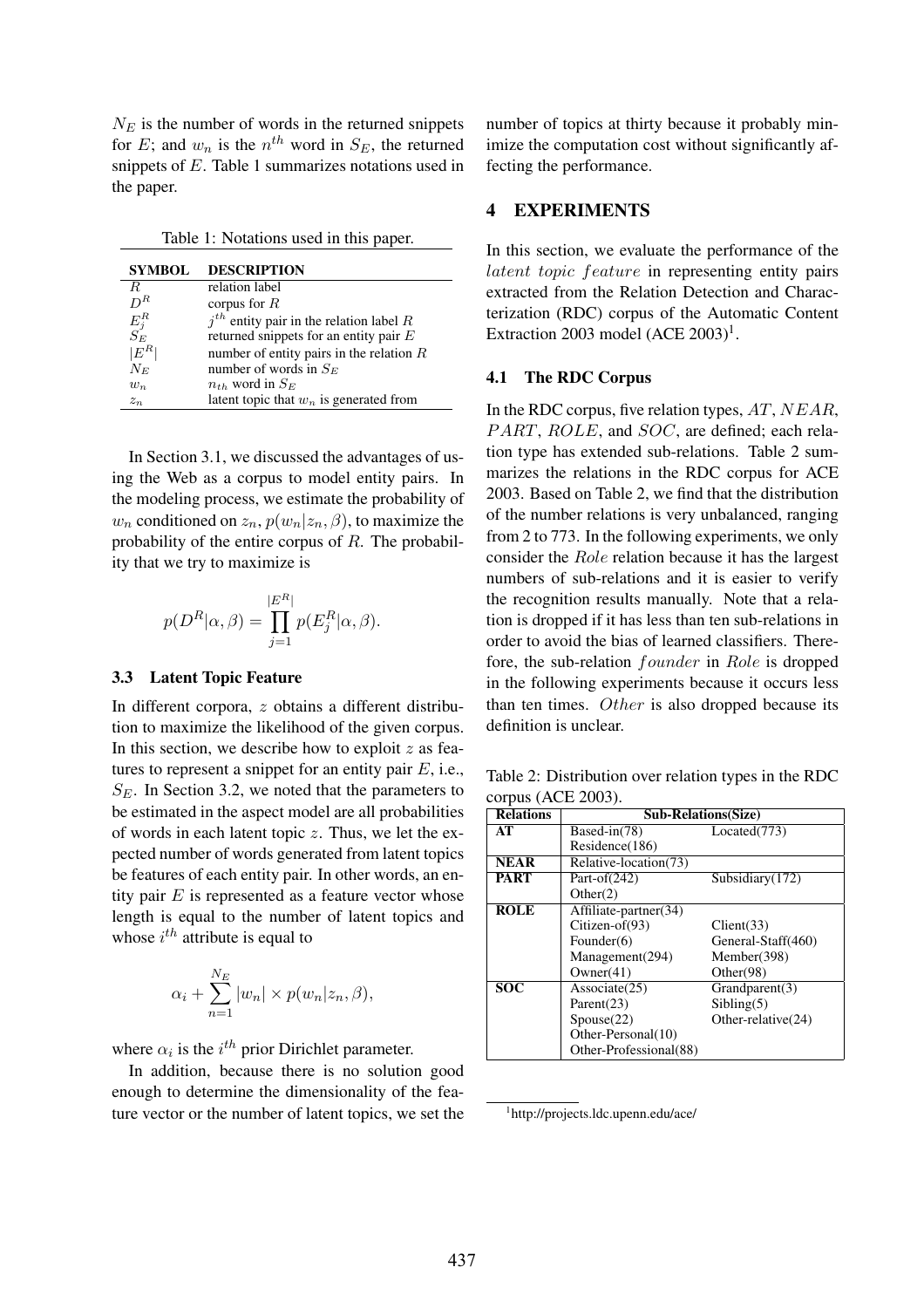$N_E$ is the number of words in the returned snippets for $E$; and $w_n$ is the $n^{th}$ word in $S_E$, the returned snippets of $E$. Table 1 summarizes notations used in the paper.

Table 1: Notations used in this paper.

| SYMBOL | DESCRIPTION |
|---|---|
| $R$ | relation label |
| $D^R$ | corpus for $R$ |
| $E_j^R$ | $j^{th}$ entity pair in the relation label $R$ |
| $S_E$ | returned snippets for an entity pair $E$ |
| $\|E^R\|$ | number of entity pairs in the relation $R$ |
| $N_E$ | number of words in $S_E$ |
| $w_n$ | $n_{th}$ word in $S_E$ |
| $z_n$ | latent topic that $w_n$ is generated from |

In Section 3.1, we discussed the advantages of using the Web as a corpus to model entity pairs. In the modeling process, we estimate the probability of $w_n$ conditioned on $z_n$, $p(w_n|z_n, \beta)$, to maximize the probability of the entire corpus of $R$. The probability that we try to maximize is

$$p(D^R|\alpha, \beta) = \prod_{j=1}^{|E^R|} p(E_j^R|\alpha, \beta).$$

### 3.3 Latent Topic Feature

In different corpora, $z$ obtains a different distribution to maximize the likelihood of the given corpus. In this section, we describe how to exploit $z$ as features to represent a snippet for an entity pair $E$, i.e., $S_E$. In Section 3.2, we noted that the parameters to be estimated in the aspect model are all probabilities of words in each latent topic $z$. Thus, we let the expected number of words generated from latent topics be features of each entity pair. In other words, an entity pair $E$ is represented as a feature vector whose length is equal to the number of latent topics and whose $i^{th}$ attribute is equal to

$$\alpha_i + \sum_{n=1}^{N_E} |w_n| \times p(w_n|z_n, \beta),$$

where $\alpha_i$ is the $i^{th}$ prior Dirichlet parameter.

In addition, because there is no solution good enough to determine the dimensionality of the feature vector or the number of latent topics, we set the number of topics at thirty because it probably minimize the computation cost without significantly affecting the performance.

## 4 EXPERIMENTS

In this section, we evaluate the performance of the *latent topic feature* in representing entity pairs extracted from the Relation Detection and Characterization (RDC) corpus of the Automatic Content Extraction 2003 model (ACE 2003)[1].

### 4.1 The RDC Corpus

In the RDC corpus, five relation types, $AT$, $NEAR$, $PART$, $ROLE$, and $SOC$, are defined; each relation type has extended sub-relations. Table 2 summarizes the relations in the RDC corpus for ACE 2003. Based on Table 2, we find that the distribution of the number relations is very unbalanced, ranging from 2 to 773. In the following experiments, we only consider the $Role$ relation because it has the largest numbers of sub-relations and it is easier to verify the recognition results manually. Note that a relation is dropped if it has less than ten sub-relations in order to avoid the bias of learned classifiers. Therefore, the sub-relation $founder$ in $Role$ is dropped in the following experiments because it occurs less than ten times. $Other$ is also dropped because its definition is unclear.

Table 2: Distribution over relation types in the RDC corpus (ACE 2003).

| Relations | Sub-Relations(Size) | |
|---|---|---|
| AT | Based-in(78) | Located(773) |
| | Residence(186) | |
| NEAR | Relative-location(73) | |
| PART | Part-of(242) | Subsidiary(172) |
| | Other(2) | |
| ROLE | Affiliate-partner(34) | |
| | Citizen-of(93) | Client(33) |
| | Founder(6) | General-Staff(460) |
| | Management(294) | Member(398) |
| | Owner(41) | Other(98) |
| SOC | Associate(25) | Grandparent(3) |
| | Parent(23) | Sibling(5) |
| | Spouse(22) | Other-relative(24) |
| | Other-Personal(10) | |
| | Other-Professional(88) | |

[1] http://projects.ldc.upenn.edu/ace/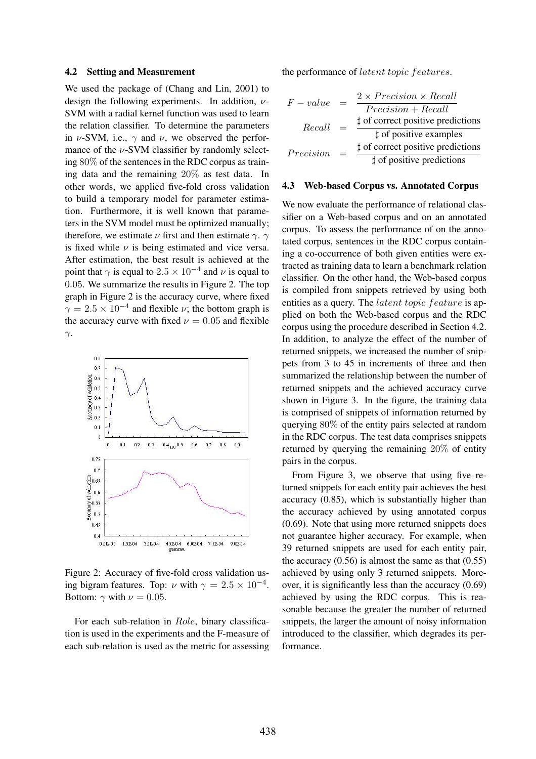### 4.2 Setting and Measurement

We used the package of (Chang and Lin, 2001) to design the following experiments. In addition, $\nu$-SVM with a radial kernel function was used to learn the relation classifier. To determine the parameters in $\nu$-SVM, i.e., $\gamma$ and $\nu$, we observed the performance of the $\nu$-SVM classifier by randomly selecting $80\%$ of the sentences in the RDC corpus as training data and the remaining $20\%$ as test data. In other words, we applied five-fold cross validation to build a temporary model for parameter estimation. Furthermore, it is well known that parameters in the SVM model must be optimized manually; therefore, we estimate $\nu$ first and then estimate $\gamma$. $\gamma$ is fixed while $\nu$ is being estimated and vice versa. After estimation, the best result is achieved at the point that $\gamma$ is equal to $2.5 \times 10^{-4}$ and $\nu$ is equal to $0.05$. We summarize the results in Figure 2. The top graph in Figure 2 is the accuracy curve, where fixed $\gamma = 2.5 \times 10^{-4}$ and flexible $\nu$; the bottom graph is the accuracy curve with fixed $\nu = 0.05$ and flexible $\gamma$.

Figure 2: Accuracy of five-fold cross validation using bigram features. Top: $\nu$ with $\gamma = 2.5 \times 10^{-4}$. Bottom: $\gamma$ with $\nu = 0.05$.

For each sub-relation in $Role$, binary classification is used in the experiments and the F-measure of each sub-relation is used as the metric for assessing the performance of $latent\ topic\ features$.

$$
\begin{aligned}
F-value &= \frac{2 \times Precision \times Recall}{Precision + Recall} \\
Recall &= \frac{\sharp \text{ of correct positive predictions}}{\sharp \text{ of positive examples}} \\
Precision &= \frac{\sharp \text{ of correct positive predictions}}{\sharp \text{ of positive predictions}}
\end{aligned}
$$

### 4.3 Web-based Corpus vs. Annotated Corpus

We now evaluate the performance of relational classifier on a Web-based corpus and on an annotated corpus. To assess the performance of on the annotated corpus, sentences in the RDC corpus containing a co-occurrence of both given entities were extracted as training data to learn a benchmark relation classifier. On the other hand, the Web-based corpus is compiled from snippets retrieved by using both entities as a query. The $latent\ topic\ feature$ is applied on both the Web-based corpus and the RDC corpus using the procedure described in Section 4.2. In addition, to analyze the effect of the number of returned snippets, we increased the number of snippets from 3 to 45 in increments of three and then summarized the relationship between the number of returned snippets and the achieved accuracy curve shown in Figure 3. In the figure, the training data is comprised of snippets of information returned by querying $80\%$ of the entity pairs selected at random in the RDC corpus. The test data comprises snippets returned by querying the remaining $20\%$ of entity pairs in the corpus.

From Figure 3, we observe that using five returned snippets for each entity pair achieves the best accuracy (0.85), which is substantially higher than the accuracy achieved by using annotated corpus (0.69). Note that using more returned snippets does not guarantee higher accuracy. For example, when 39 returned snippets are used for each entity pair, the accuracy (0.56) is almost the same as that (0.55) achieved by using only 3 returned snippets. Moreover, it is significantly less than the accuracy (0.69) achieved by using the RDC corpus. This is reasonable because the greater the number of returned snippets, the larger the amount of noisy information introduced to the classifier, which degrades its performance.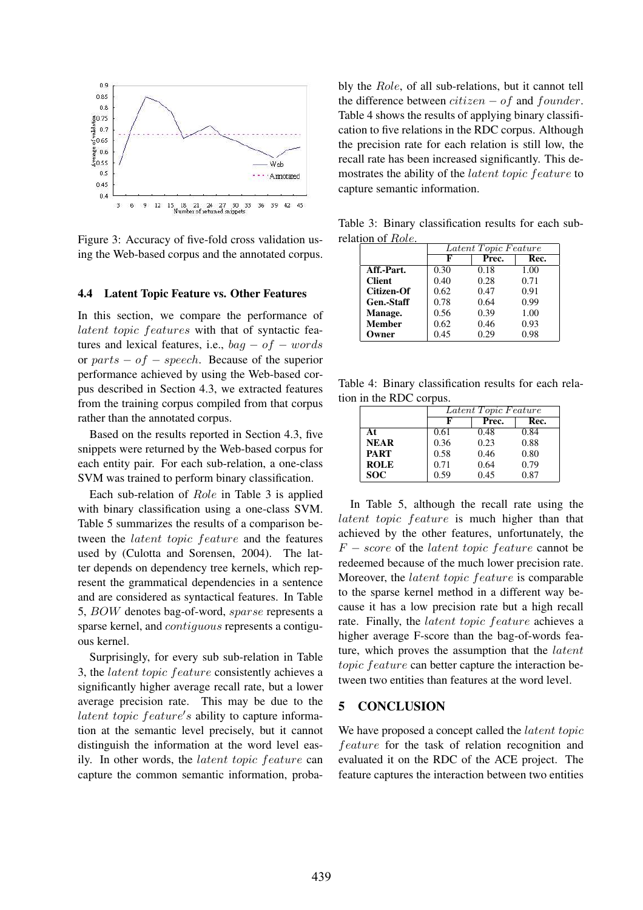Figure 3: Accuracy of five-fold cross validation using the Web-based corpus and the annotated corpus.

### 4.4 Latent Topic Feature vs. Other Features

In this section, we compare the performance of *latent topic features* with that of syntactic features and lexical features, i.e., $bag-of-words$ or $parts-of-speech$. Because of the superior performance achieved by using the Web-based corpus described in Section 4.3, we extracted features from the training corpus compiled from that corpus rather than the annotated corpus.

Based on the results reported in Section 4.3, five snippets were returned by the Web-based corpus for each entity pair. For each sub-relation, a one-class SVM was trained to perform binary classification.

Each sub-relation of *Role* in Table 3 is applied with binary classification using a one-class SVM. Table 5 summarizes the results of a comparison between the *latent topic feature* and the features used by (Culotta and Sorensen, 2004). The latter depends on dependency tree kernels, which represent the grammatical dependencies in a sentence and are considered as syntactical features. In Table 5, *BOW* denotes bag-of-word, *sparse* represents a sparse kernel, and *contiguous* represents a contiguous kernel.

Surprisingly, for every sub sub-relation in Table 3, the *latent topic feature* consistently achieves a significantly higher average recall rate, but a lower average precision rate. This may be due to the *latent topic feature's* ability to capture information at the semantic level precisely, but it cannot distinguish the information at the word level easily. In other words, the *latent topic feature* can capture the common semantic information, probably the *Role*, of all sub-relations, but it cannot tell the difference between $citizen-of$ and *founder*. Table 4 shows the results of applying binary classification to five relations in the RDC corpus. Although the precision rate for each relation is still low, the recall rate has been increased significantly. This demostrates the ability of the *latent topic feature* to capture semantic information.

Table 3: Binary classification results for each subrelation of *Role*.

| | *Latent Topic Feature* | | |
|---|---|---|---|
| | **F** | **Prec.** | **Rec.** |
| **Aff.-Part.** | 0.30 | 0.18 | 1.00 |
| **Client** | 0.40 | 0.28 | 0.71 |
| **Citizen-Of** | 0.62 | 0.47 | 0.91 |
| **Gen.-Staff** | 0.78 | 0.64 | 0.99 |
| **Manage.** | 0.56 | 0.39 | 1.00 |
| **Member** | 0.62 | 0.46 | 0.93 |
| **Owner** | 0.45 | 0.29 | 0.98 |

Table 4: Binary classification results for each relation in the RDC corpus.

| | *Latent Topic Feature* | | |
|---|---|---|---|
| | **F** | **Prec.** | **Rec.** |
| **At** | 0.61 | 0.48 | 0.84 |
| **NEAR** | 0.36 | 0.23 | 0.88 |
| **PART** | 0.58 | 0.46 | 0.80 |
| **ROLE** | 0.71 | 0.64 | 0.79 |
| **SOC** | 0.59 | 0.45 | 0.87 |

In Table 5, although the recall rate using the *latent topic feature* is much higher than that achieved by the other features, unfortunately, the $F-score$ of the *latent topic feature* cannot be redeemed because of the much lower precision rate. Moreover, the *latent topic feature* is comparable to the sparse kernel method in a different way because it has a low precision rate but a high recall rate. Finally, the *latent topic feature* achieves a higher average F-score than the bag-of-words feature, which proves the assumption that the *latent topic feature* can better capture the interaction between two entities than features at the word level.

## 5 CONCLUSION

We have proposed a concept called the *latent topic feature* for the task of relation recognition and evaluated it on the RDC of the ACE project. The feature captures the interaction between two entities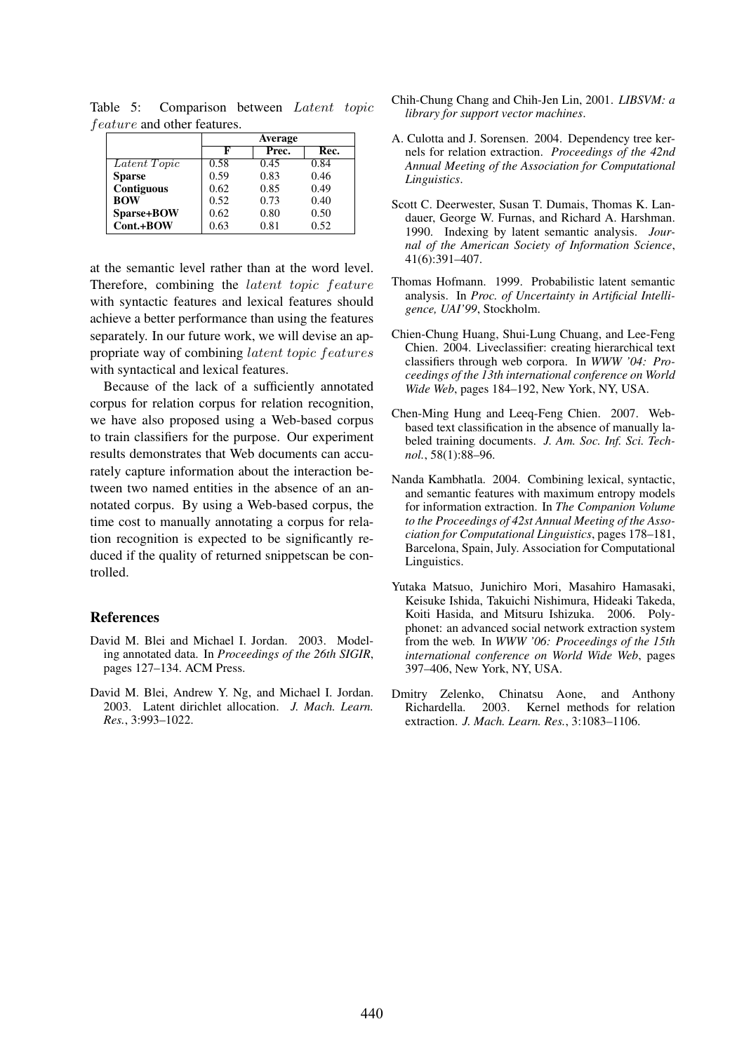Table 5: Comparison between *Latent topic feature* and other features.

| | Average | | |
|---|---|---|---|
| | F | Prec. | Rec. |
| *Latent Topic* | 0.58 | 0.45 | 0.84 |
| **Sparse** | 0.59 | 0.83 | 0.46 |
| **Contiguous** | 0.62 | 0.85 | 0.49 |
| **BOW** | 0.52 | 0.73 | 0.40 |
| **Sparse+BOW** | 0.62 | 0.80 | 0.50 |
| **Cont.+BOW** | 0.63 | 0.81 | 0.52 |

at the semantic level rather than at the word level. Therefore, combining the *latent topic feature* with syntactic features and lexical features should achieve a better performance than using the features separately. In our future work, we will devise an appropriate way of combining *latent topic features* with syntactical and lexical features.

Because of the lack of a sufficiently annotated corpus for relation corpus for relation recognition, we have also proposed using a Web-based corpus to train classifiers for the purpose. Our experiment results demonstrates that Web documents can accurately capture information about the interaction between two named entities in the absence of an annotated corpus. By using a Web-based corpus, the time cost to manually annotating a corpus for relation recognition is expected to be significantly reduced if the quality of returned snippetscan be controlled.

## References

David M. Blei and Michael I. Jordan. 2003. Modeling annotated data. In *Proceedings of the 26th SIGIR*, pages 127–134. ACM Press.

David M. Blei, Andrew Y. Ng, and Michael I. Jordan. 2003. Latent dirichlet allocation. *J. Mach. Learn. Res.*, 3:993–1022.

Chih-Chung Chang and Chih-Jen Lin, 2001. *LIBSVM: a library for support vector machines*.

A. Culotta and J. Sorensen. 2004. Dependency tree kernels for relation extraction. *Proceedings of the 42nd Annual Meeting of the Association for Computational Linguistics*.

Scott C. Deerwester, Susan T. Dumais, Thomas K. Landauer, George W. Furnas, and Richard A. Harshman. 1990. Indexing by latent semantic analysis. *Journal of the American Society of Information Science*, 41(6):391–407.

Thomas Hofmann. 1999. Probabilistic latent semantic analysis. In *Proc. of Uncertainty in Artificial Intelligence, UAI'99*, Stockholm.

Chien-Chung Huang, Shui-Lung Chuang, and Lee-Feng Chien. 2004. Liveclassifier: creating hierarchical text classifiers through web corpora. In *WWW '04: Proceedings of the 13th international conference on World Wide Web*, pages 184–192, New York, NY, USA.

Chen-Ming Hung and Leeq-Feng Chien. 2007. Web-based text classification in the absence of manually labeled training documents. *J. Am. Soc. Inf. Sci. Technol.*, 58(1):88–96.

Nanda Kambhatla. 2004. Combining lexical, syntactic, and semantic features with maximum entropy models for information extraction. In *The Companion Volume to the Proceedings of 42st Annual Meeting of the Association for Computational Linguistics*, pages 178–181, Barcelona, Spain, July. Association for Computational Linguistics.

Yutaka Matsuo, Junichiro Mori, Masahiro Hamasaki, Keisuke Ishida, Takuichi Nishimura, Hideaki Takeda, Koiti Hasida, and Mitsuru Ishizuka. 2006. Polyphonet: an advanced social network extraction system from the web. In *WWW '06: Proceedings of the 15th international conference on World Wide Web*, pages 397–406, New York, NY, USA.

Dmitry Zelenko, Chinatsu Aone, and Anthony Richardella. 2003. Kernel methods for relation extraction. *J. Mach. Learn. Res.*, 3:1083–1106.